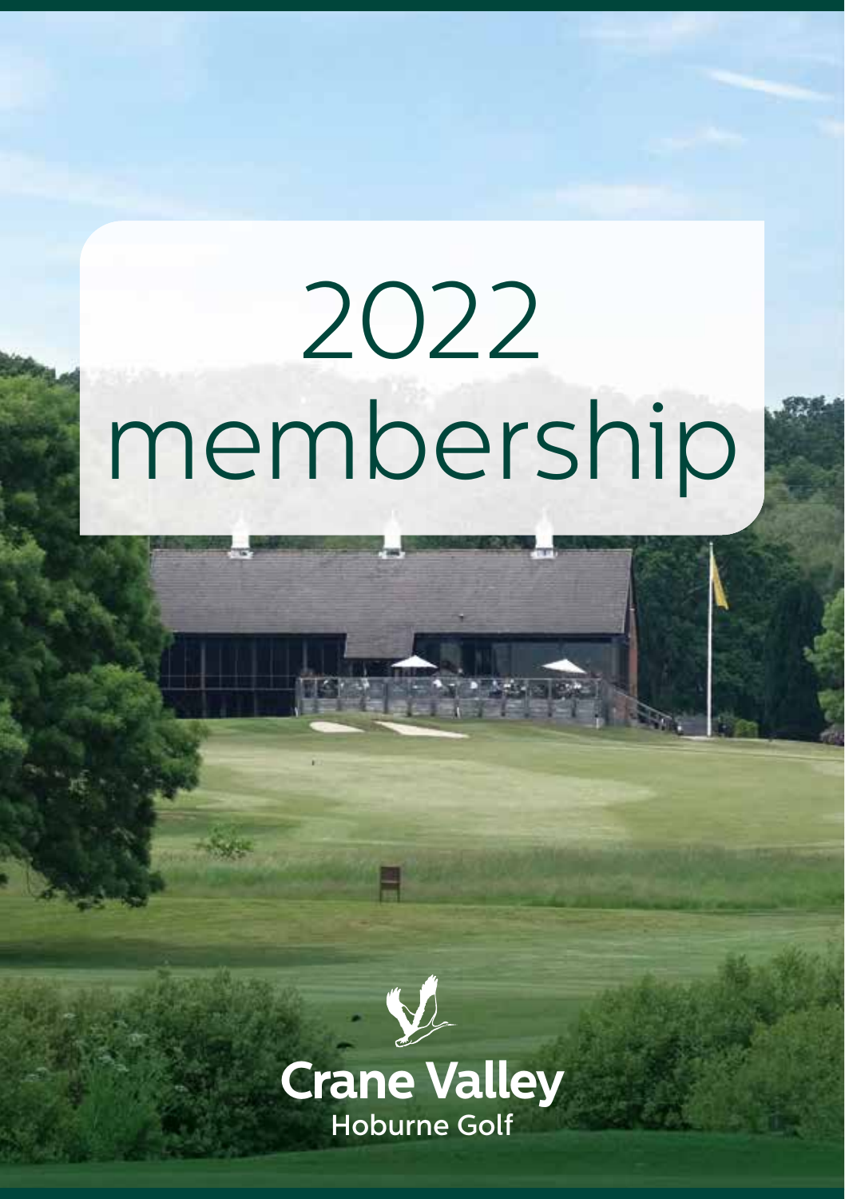# 2022 membership

**Crane Valley**

Hoburne Golf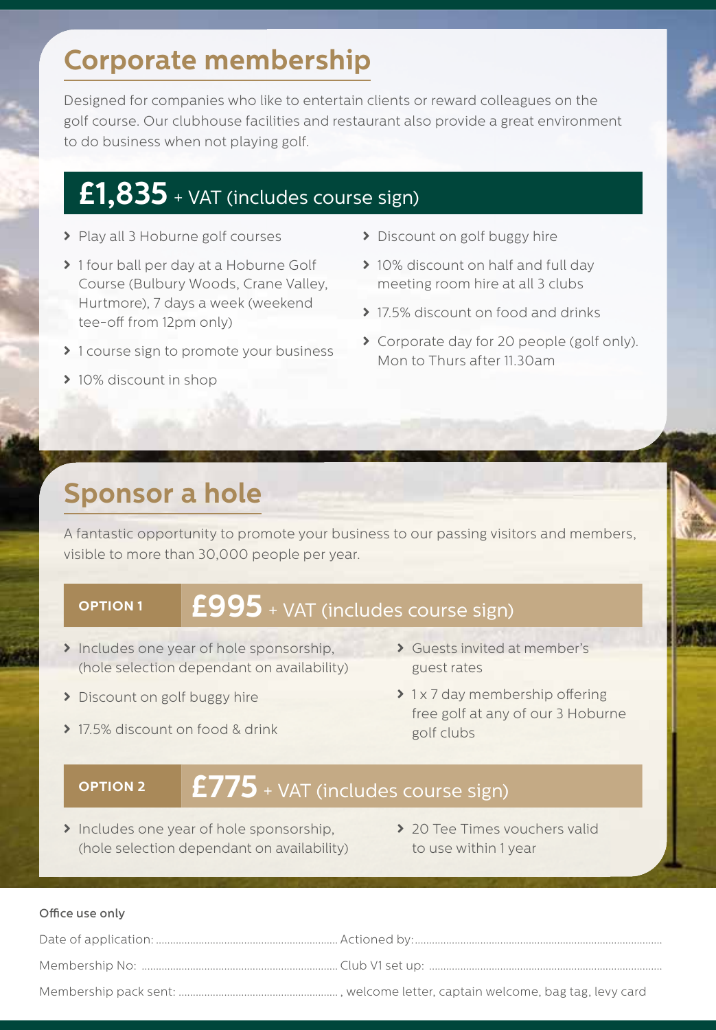## Corporate membership

Designed for companies who like to entertain clients or reward colleagues on the golf course. Our clubhouse facilities and restaurant also provide a great environment to do business when not playing golf.

### £1,835 + VAT (includes course sign)

- Play all 3 Hoburne golf courses
- 1 four ball per day at a Hoburne Golf Course (Bulbury Woods, Crane Valley, Hurtmore), 7 days a week (weekend tee-off from 12pm only)
- 1 course sign to promote your business
- 10% discount in shop
- Discount on golf buggy hire
- 10% discount on half and full day meeting room hire at all 3 clubs
- 17.5% discount on food and drinks
- Corporate day for 20 people (golf only). Mon to Thurs after 11.30am

## Sponsor a hole

A fantastic opportunity to promote your business to our passing visitors and members, visible to more than 30,000 people per year.

### OPTION 1 — £995 + VAT (includes course sign)

- Includes one year of hole sponsorship, (hole selection dependant on availability)
- Discount on golf buggy hire
- 17.5% discount on food & drink
- Guests invited at member's guest rates
- 1 x 7 day membership offering free golf at any of our 3 Hoburne golf clubs

### OPTION 2 — £775 + VAT (includes course sign)

- Includes one year of hole sponsorship, (hole selection dependant on availability)
- 20 Tee Times vouchers valid to use within 1 year

**Office use only**

Date of application: ........................................ Actioned by: ........................................

Membership No: ........................................ Club V1 set up: ........................................

Membership pack sent: ........................................ , welcome letter, captain welcome, bag tag, levy card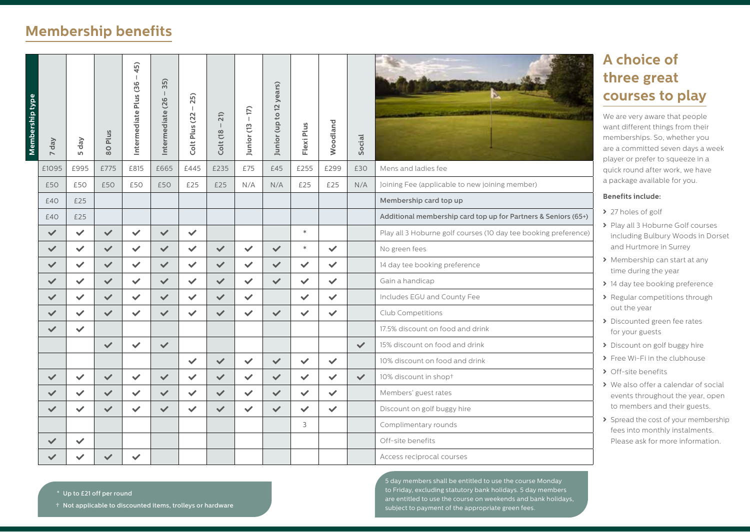## Membership benefits

| 7 day | 5 day | 80 Plus | Intermediate Plus (36 – 45) | Intermediate (26 – 35) | Colt Plus (22 – 25) | Colt (18 – 21) | Junior (13 – 17) | Junior (up to 12 years) | Flexi Plus | Woodland | Social | Membership type |
|---|---|---|---|---|---|---|---|---|---|---|---|---|
| £1095 | £995 | £775 | £815 | £665 | £445 | £235 | £75 | £45 | £255 | £299 | £30 | Mens and ladies fee |
| £50 | £50 | £50 | £50 | £50 | £25 | £25 | N/A | N/A | £25 | £25 | N/A | Joining Fee (applicable to new joining member) |
| £40 | £25 | | | | | | | | | | | Membership card top up |
| £40 | £25 | | | | | | | | | | | Additional membership card top up for Partners & Seniors (65+) |
| ✓ | ✓ | ✓ | ✓ | ✓ | ✓ | | | | * | | | Play all 3 Hoburne golf courses (10 day tee booking preference) |
| ✓ | ✓ | ✓ | ✓ | ✓ | ✓ | ✓ | ✓ | ✓ | * | ✓ | | No green fees |
| ✓ | ✓ | ✓ | ✓ | ✓ | ✓ | ✓ | ✓ | ✓ | ✓ | ✓ | | 14 day tee booking preference |
| ✓ | ✓ | ✓ | ✓ | ✓ | ✓ | ✓ | ✓ | ✓ | ✓ | ✓ | | Gain a handicap |
| ✓ | ✓ | ✓ | ✓ | ✓ | ✓ | ✓ | ✓ | | ✓ | ✓ | | Includes EGU and County Fee |
| ✓ | ✓ | ✓ | ✓ | ✓ | ✓ | ✓ | ✓ | ✓ | ✓ | ✓ | | Club Competitions |
| ✓ | ✓ | | | | | | | | | | | 17.5% discount on food and drink |
| | | ✓ | ✓ | ✓ | | | | | | | ✓ | 15% discount on food and drink |
| | | | | | ✓ | ✓ | ✓ | ✓ | ✓ | ✓ | | 10% discount on food and drink |
| ✓ | ✓ | ✓ | ✓ | ✓ | ✓ | ✓ | ✓ | ✓ | ✓ | ✓ | ✓ | 10% discount in shop† |
| ✓ | ✓ | ✓ | ✓ | ✓ | ✓ | ✓ | ✓ | ✓ | ✓ | ✓ | | Members' guest rates |
| ✓ | ✓ | ✓ | ✓ | ✓ | ✓ | ✓ | ✓ | ✓ | ✓ | ✓ | | Discount on golf buggy hire |
| | | | | | | | | | 3 | | | Complimentary rounds |
| ✓ | ✓ | | | | | | | | | | | Off-site benefits |
| ✓ | ✓ | ✓ | ✓ | | | | | | | | | Access reciprocal courses |

\* Up to £21 off per round

† Not applicable to discounted items, trolleys or hardware

5 day members shall be entitled to use the course Monday to Friday, excluding statutory bank holidays. 5 day members are entitled to use the course on weekends and bank holidays, subject to payment of the appropriate green fees.

## A choice of three great courses to play

We are very aware that people want different things from their memberships. So, whether you are a committed seven days a week player or prefer to squeeze in a quick round after work, we have a package available for you.

**Benefits include:**

- 27 holes of golf
- Play all 3 Hoburne Golf courses including Bulbury Woods in Dorset and Hurtmore in Surrey
- Membership can start at any time during the year
- 14 day tee booking preference
- Regular competitions through out the year
- Discounted green fee rates for your guests
- Discount on golf buggy hire
- Free Wi-Fi in the clubhouse
- Off-site benefits
- We also offer a calendar of social events throughout the year, open to members and their guests.
- Spread the cost of your membership fees into monthly instalments. Please ask for more information.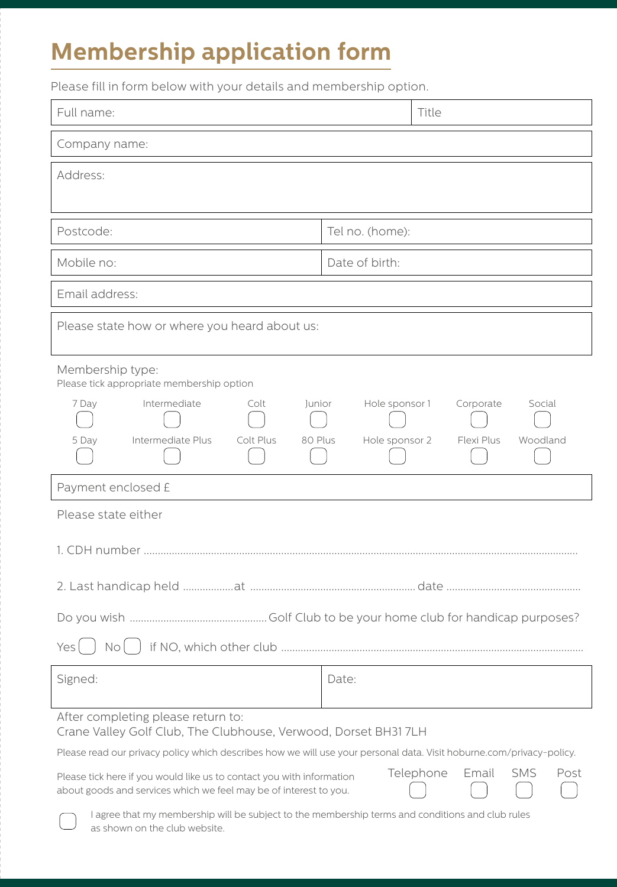# Membership application form

Please fill in form below with your details and membership option.

| Full name: | Title |
|---|---|

Company name:

Address:

| Postcode: | Tel no. (home): |
|---|---|
| Mobile no: | Date of birth: |

Email address:

Please state how or where you heard about us:

Membership type:
Please tick appropriate membership option

| | | | | | | |
|---|---|---|---|---|---|---|
| 7 Day ☐ | Intermediate ☐ | Colt ☐ | Junior ☐ | Hole sponsor 1 ☐ | Corporate ☐ | Social ☐ |
| 5 Day ☐ | Intermediate Plus ☐ | Colt Plus ☐ | 80 Plus ☐ | Hole sponsor 2 ☐ | Flexi Plus ☐ | Woodland ☐ |

Payment enclosed £

Please state either

1. CDH number ..........................................................................................................................................

2. Last handicap held ..................at ........................................................... date ...............................................

Do you wish ................................................Golf Club to be your home club for handicap purposes?

Yes ☐ No ☐ if NO, which other club ..........................................................................................................

| Signed: | Date: |
|---|---|

After completing please return to:
Crane Valley Golf Club, The Clubhouse, Verwood, Dorset BH31 7LH

Please read our privacy policy which describes how we will use your personal data. Visit hoburne.com/privacy-policy.

Please tick here if you would like us to contact you with information about goods and services which we feel may be of interest to you.

Telephone ☐ Email ☐ SMS ☐ Post ☐

☐ I agree that my membership will be subject to the membership terms and conditions and club rules as shown on the club website.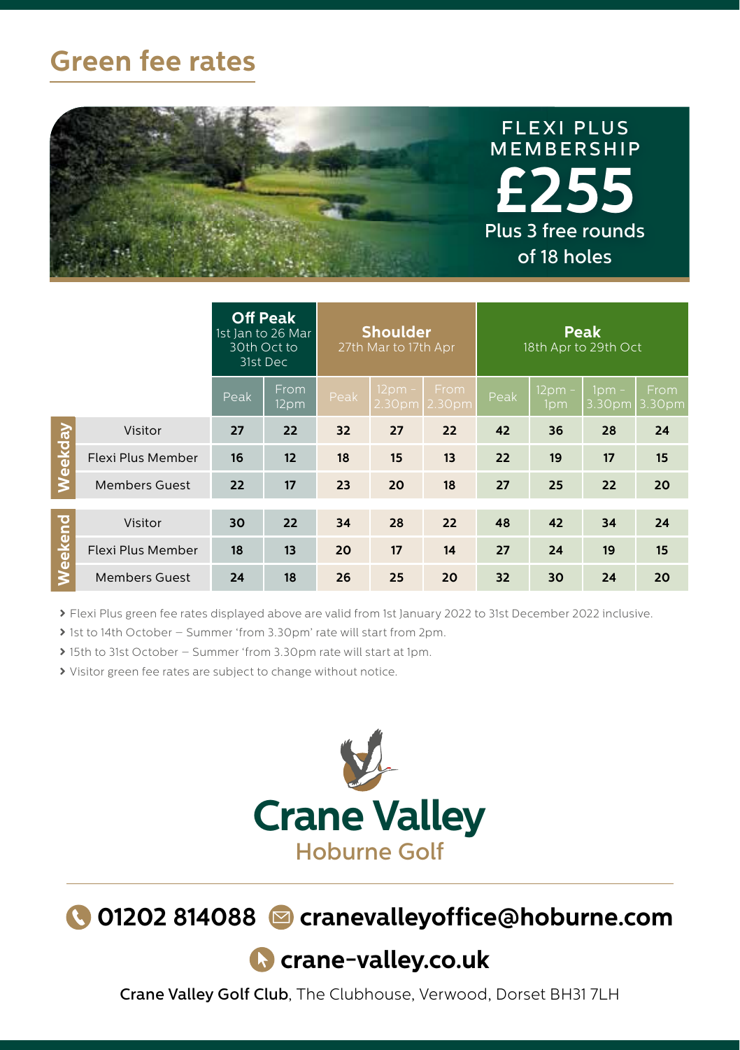# Green fee rates

FLEXI PLUS MEMBERSHIP

**£255**

Plus 3 free rounds of 18 holes

| | | Off Peak 1st Jan to 26 Mar 30th Oct to 31st Dec | | Shoulder 27th Mar to 17th Apr | | | Peak 18th Apr to 29th Oct | | | |
|---|---|---|---|---|---|---|---|---|---|---|
| | | Peak | From 12pm | Peak | 12pm - 2.30pm | From 2.30pm | Peak | 12pm - 1pm | 1pm - 3.30pm | From 3.30pm |
| Weekday | Visitor | 27 | 22 | 32 | 27 | 22 | 42 | 36 | 28 | 24 |
| Weekday | Flexi Plus Member | 16 | 12 | 18 | 15 | 13 | 22 | 19 | 17 | 15 |
| Weekday | Members Guest | 22 | 17 | 23 | 20 | 18 | 27 | 25 | 22 | 20 |
| Weekend | Visitor | 30 | 22 | 34 | 28 | 22 | 48 | 42 | 34 | 24 |
| Weekend | Flexi Plus Member | 18 | 13 | 20 | 17 | 14 | 27 | 24 | 19 | 15 |
| Weekend | Members Guest | 24 | 18 | 26 | 25 | 20 | 32 | 30 | 24 | 20 |

- Flexi Plus green fee rates displayed above are valid from 1st January 2022 to 31st December 2022 inclusive.
- 1st to 14th October – Summer 'from 3.30pm' rate will start from 2pm.
- 15th to 31st October – Summer 'from 3.30pm rate will start at 1pm.
- Visitor green fee rates are subject to change without notice.

**Crane Valley**
Hoburne Golf

**01202 814088** **cranevalleyoffice@hoburne.com**

**crane-valley.co.uk**

**Crane Valley Golf Club**, The Clubhouse, Verwood, Dorset BH31 7LH